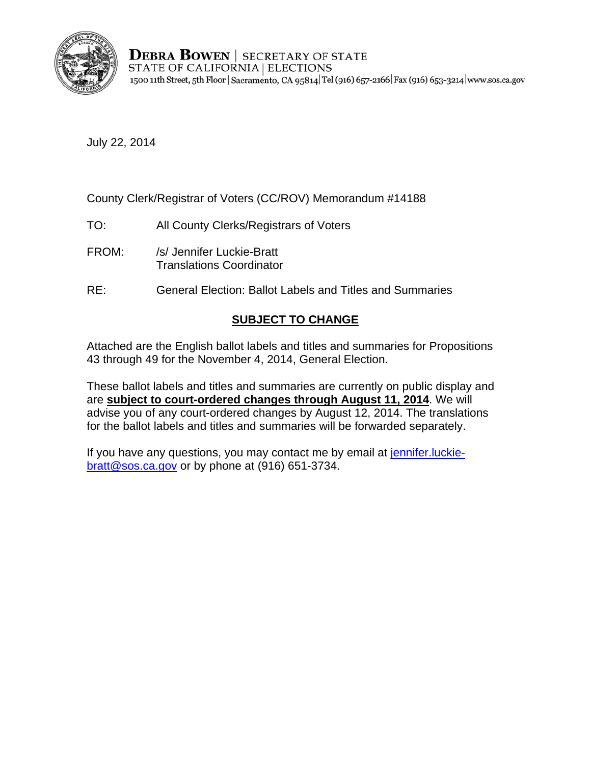**DEBRA BOWEN** | SECRETARY OF STATE
STATE OF CALIFORNIA | ELECTIONS
1500 11th Street, 5th Floor | Sacramento, CA 95814 | Tel (916) 657-2166 | Fax (916) 653-3214 | www.sos.ca.gov

July 22, 2014

County Clerk/Registrar of Voters (CC/ROV) Memorandum #14188

TO: All County Clerks/Registrars of Voters

FROM: /s/ Jennifer Luckie-Bratt
Translations Coordinator

RE: General Election: Ballot Labels and Titles and Summaries

## SUBJECT TO CHANGE

Attached are the English ballot labels and titles and summaries for Propositions 43 through 49 for the November 4, 2014, General Election.

These ballot labels and titles and summaries are currently on public display and are **subject to court-ordered changes through August 11, 2014**. We will advise you of any court-ordered changes by August 12, 2014. The translations for the ballot labels and titles and summaries will be forwarded separately.

If you have any questions, you may contact me by email at jennifer.luckie-bratt@sos.ca.gov or by phone at (916) 651-3734.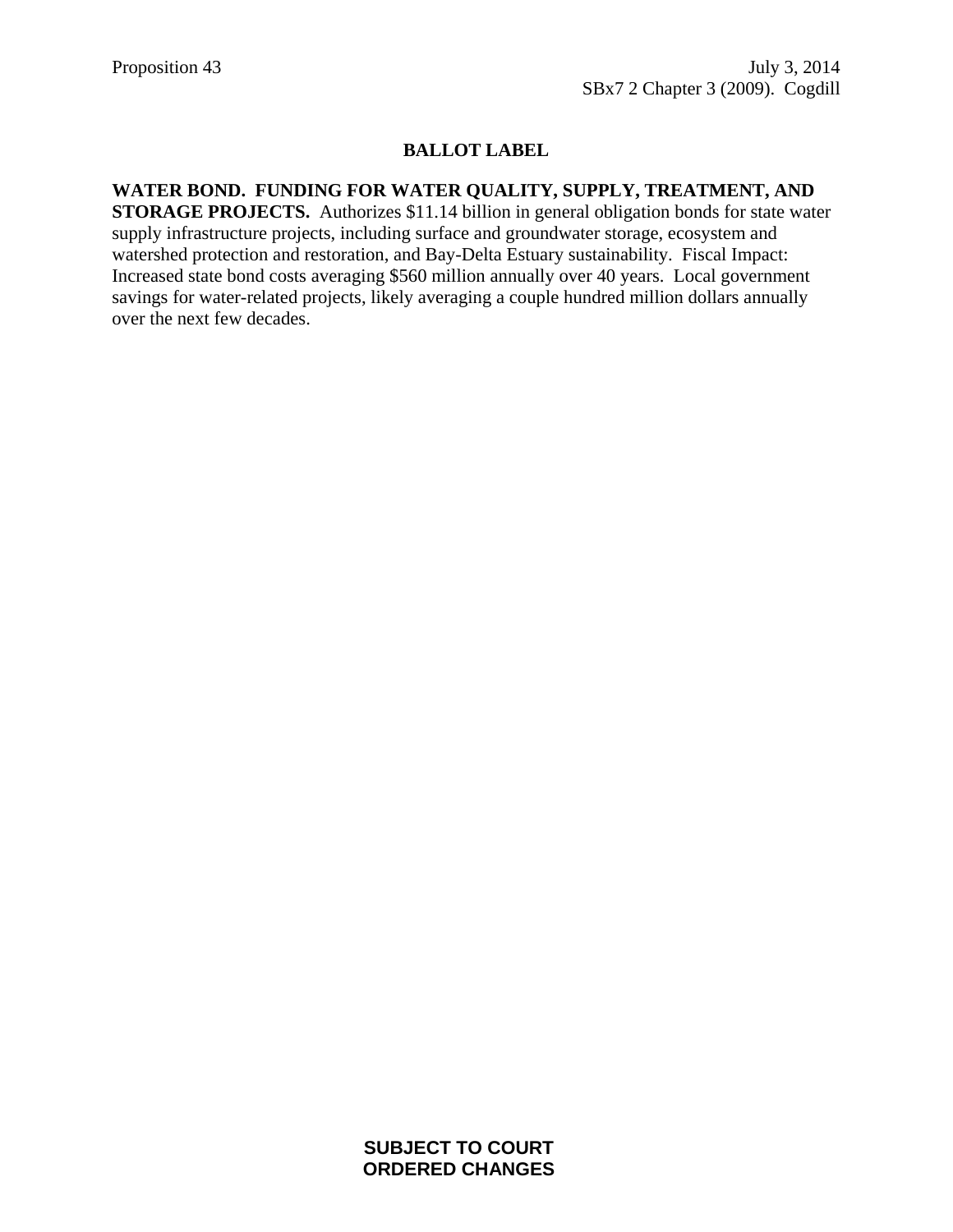Proposition 43

July 3, 2014
SBx7 2 Chapter 3 (2009). Cogdill

## BALLOT LABEL

**WATER BOND. FUNDING FOR WATER QUALITY, SUPPLY, TREATMENT, AND STORAGE PROJECTS.** Authorizes $11.14 billion in general obligation bonds for state water supply infrastructure projects, including surface and groundwater storage, ecosystem and watershed protection and restoration, and Bay-Delta Estuary sustainability. Fiscal Impact: Increased state bond costs averaging $560 million annually over 40 years. Local government savings for water-related projects, likely averaging a couple hundred million dollars annually over the next few decades.

**SUBJECT TO COURT ORDERED CHANGES**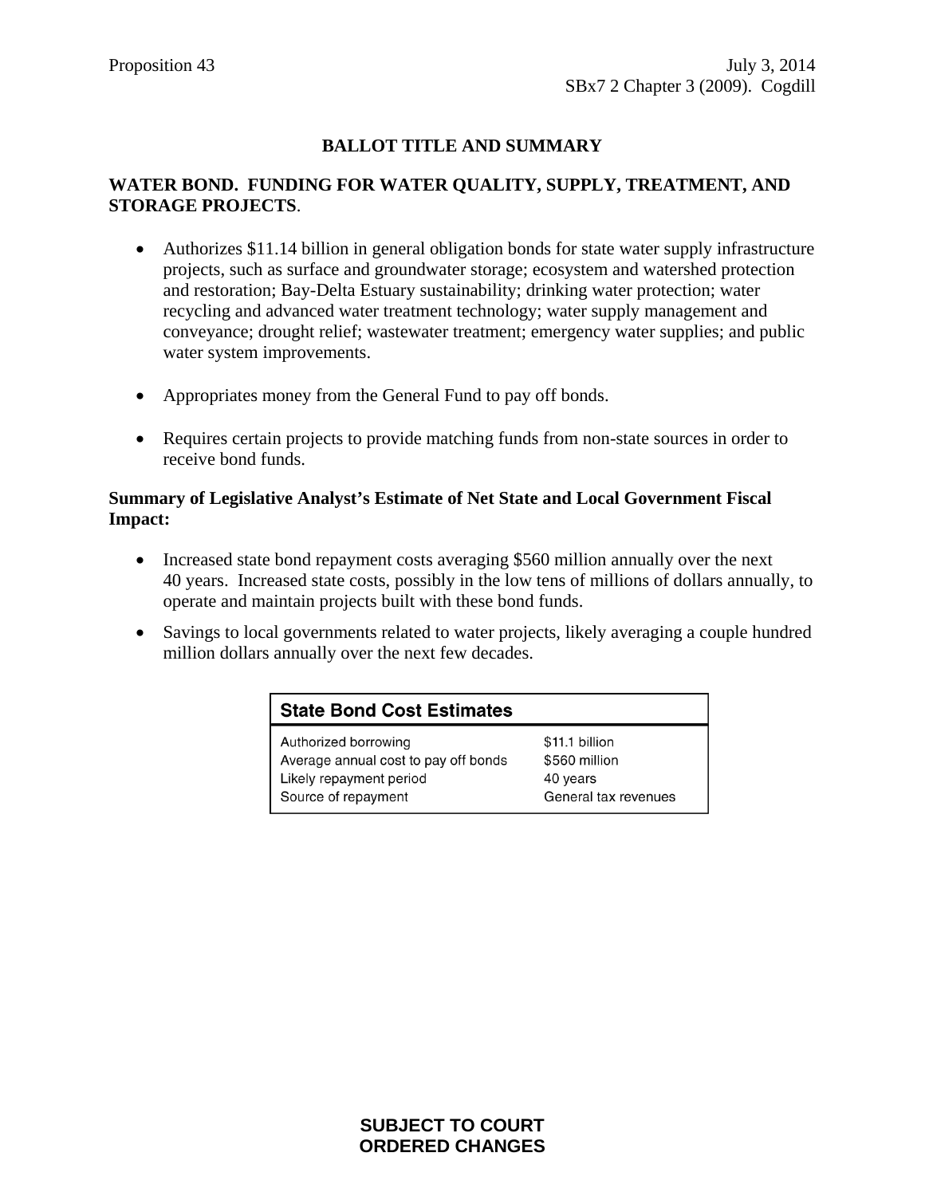Proposition 43 July 3, 2014
SBx7 2 Chapter 3 (2009). Cogdill

## BALLOT TITLE AND SUMMARY

### WATER BOND. FUNDING FOR WATER QUALITY, SUPPLY, TREATMENT, AND STORAGE PROJECTS.

- Authorizes $11.14 billion in general obligation bonds for state water supply infrastructure projects, such as surface and groundwater storage; ecosystem and watershed protection and restoration; Bay-Delta Estuary sustainability; drinking water protection; water recycling and advanced water treatment technology; water supply management and conveyance; drought relief; wastewater treatment; emergency water supplies; and public water system improvements.

- Appropriates money from the General Fund to pay off bonds.

- Requires certain projects to provide matching funds from non-state sources in order to receive bond funds.

**Summary of Legislative Analyst's Estimate of Net State and Local Government Fiscal Impact:**

- Increased state bond repayment costs averaging $560 million annually over the next 40 years. Increased state costs, possibly in the low tens of millions of dollars annually, to operate and maintain projects built with these bond funds.

- Savings to local governments related to water projects, likely averaging a couple hundred million dollars annually over the next few decades.

| State Bond Cost Estimates | |
|---|---|
| Authorized borrowing | $11.1 billion |
| Average annual cost to pay off bonds | $560 million |
| Likely repayment period | 40 years |
| Source of repayment | General tax revenues |

**SUBJECT TO COURT ORDERED CHANGES**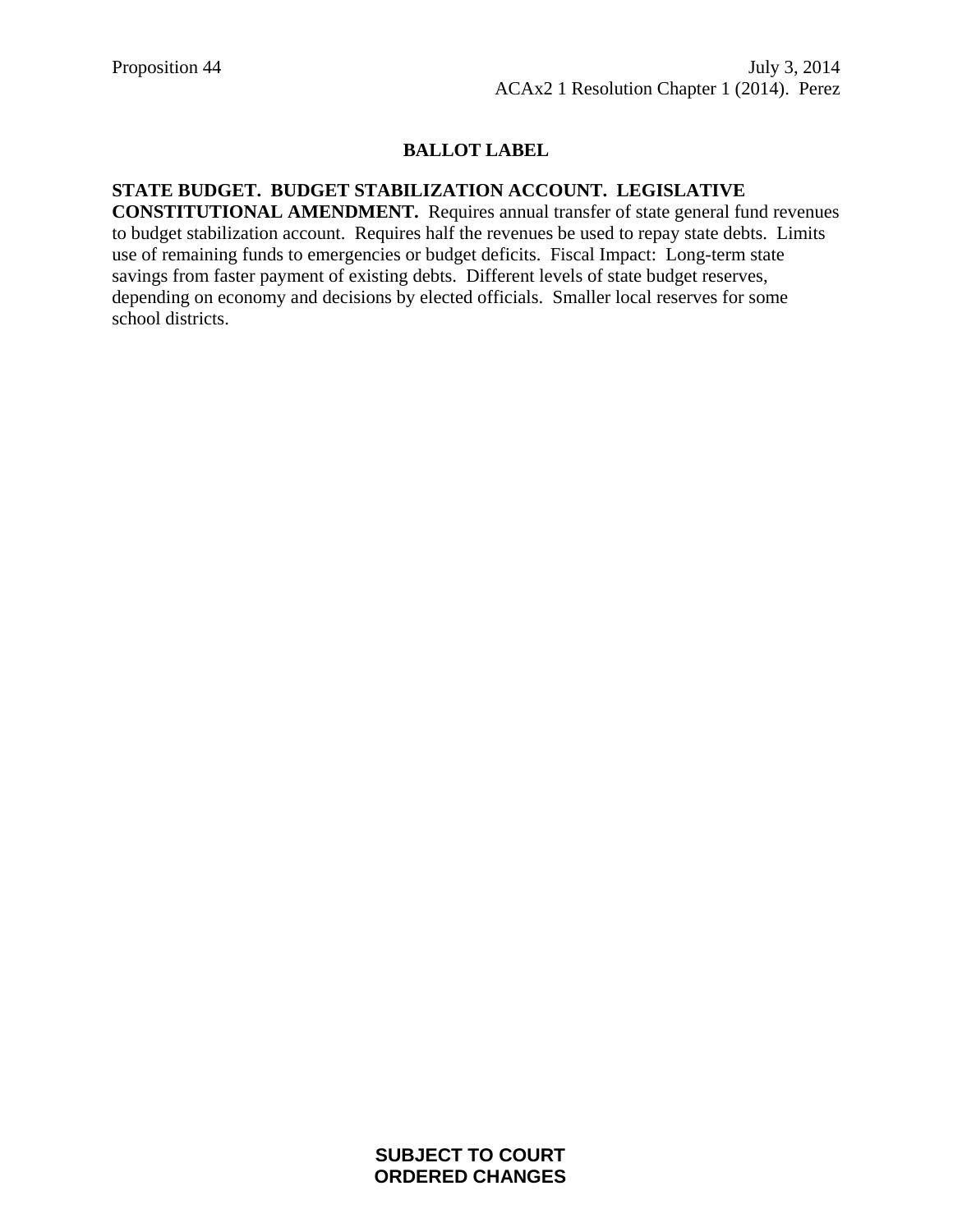Proposition 44 July 3, 2014
ACAx2 1 Resolution Chapter 1 (2014). Perez

## BALLOT LABEL

**STATE BUDGET. BUDGET STABILIZATION ACCOUNT. LEGISLATIVE CONSTITUTIONAL AMENDMENT.** Requires annual transfer of state general fund revenues to budget stabilization account. Requires half the revenues be used to repay state debts. Limits use of remaining funds to emergencies or budget deficits. Fiscal Impact: Long-term state savings from faster payment of existing debts. Different levels of state budget reserves, depending on economy and decisions by elected officials. Smaller local reserves for some school districts.

**SUBJECT TO COURT ORDERED CHANGES**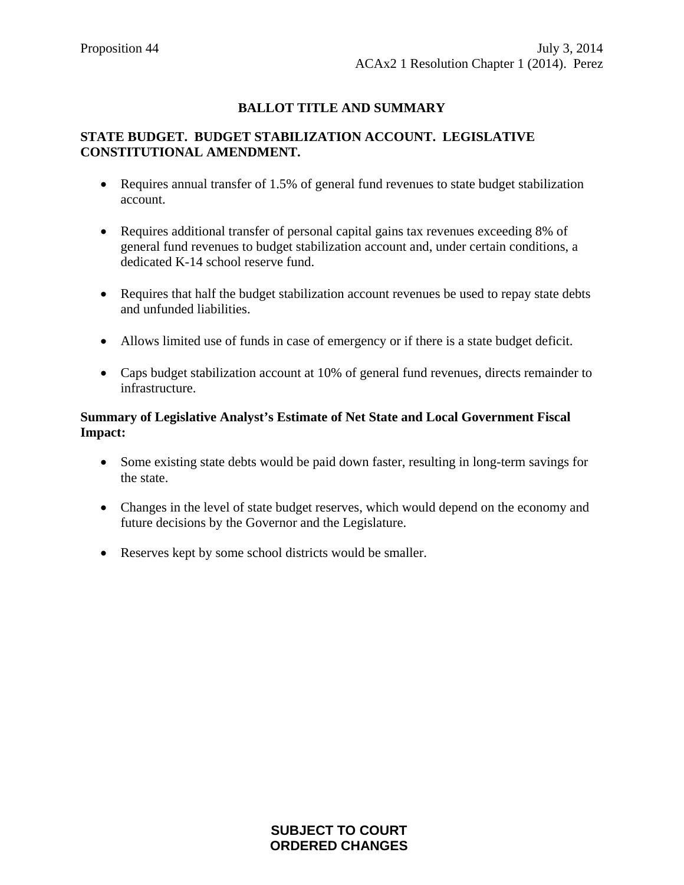Proposition 44 July 3, 2014
ACAx2 1 Resolution Chapter 1 (2014). Perez

## BALLOT TITLE AND SUMMARY

**STATE BUDGET. BUDGET STABILIZATION ACCOUNT. LEGISLATIVE CONSTITUTIONAL AMENDMENT.**

- Requires annual transfer of 1.5% of general fund revenues to state budget stabilization account.
- Requires additional transfer of personal capital gains tax revenues exceeding 8% of general fund revenues to budget stabilization account and, under certain conditions, a dedicated K-14 school reserve fund.
- Requires that half the budget stabilization account revenues be used to repay state debts and unfunded liabilities.
- Allows limited use of funds in case of emergency or if there is a state budget deficit.
- Caps budget stabilization account at 10% of general fund revenues, directs remainder to infrastructure.

**Summary of Legislative Analyst's Estimate of Net State and Local Government Fiscal Impact:**

- Some existing state debts would be paid down faster, resulting in long-term savings for the state.
- Changes in the level of state budget reserves, which would depend on the economy and future decisions by the Governor and the Legislature.
- Reserves kept by some school districts would be smaller.

**SUBJECT TO COURT ORDERED CHANGES**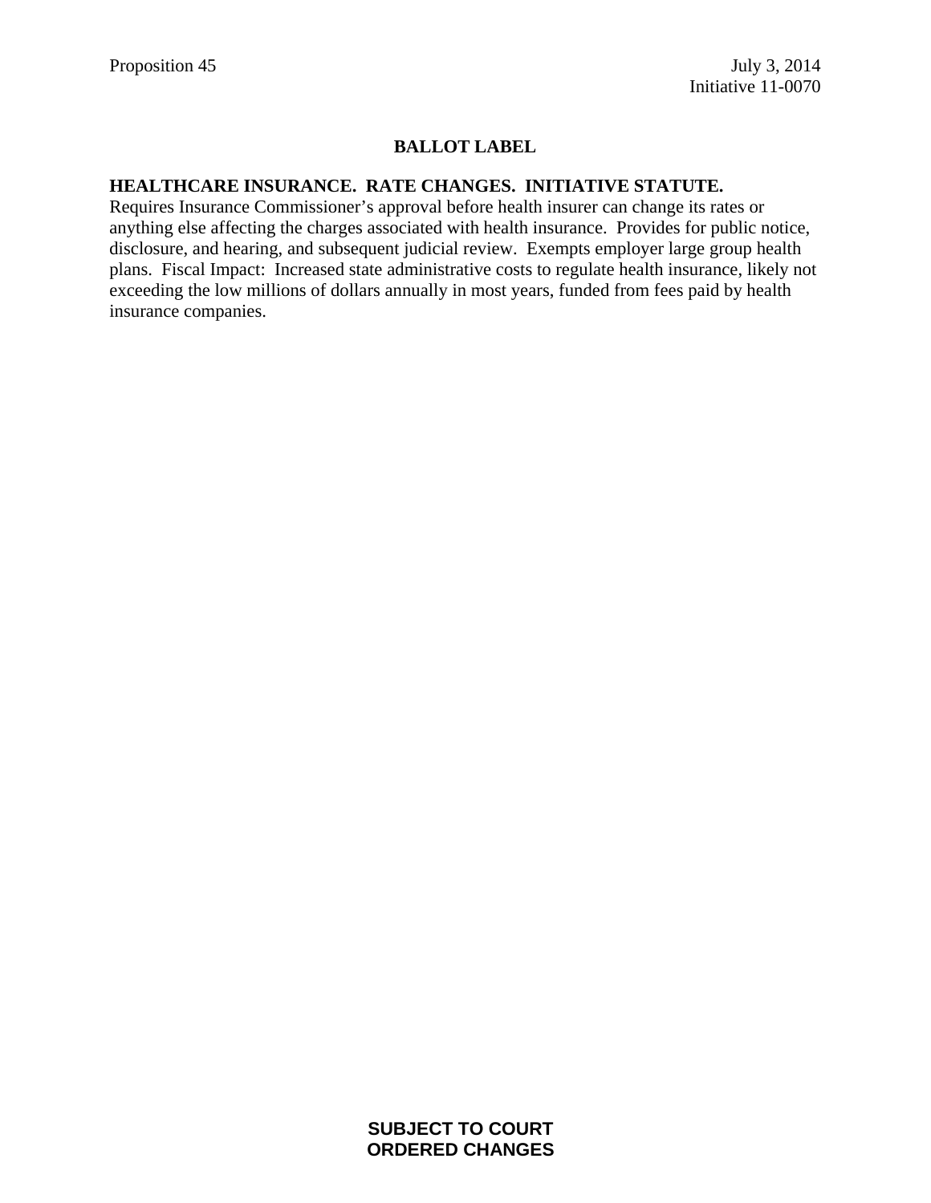Proposition 45

July 3, 2014
Initiative 11-0070

## BALLOT LABEL

**HEALTHCARE INSURANCE. RATE CHANGES. INITIATIVE STATUTE.**
Requires Insurance Commissioner's approval before health insurer can change its rates or anything else affecting the charges associated with health insurance. Provides for public notice, disclosure, and hearing, and subsequent judicial review. Exempts employer large group health plans. Fiscal Impact: Increased state administrative costs to regulate health insurance, likely not exceeding the low millions of dollars annually in most years, funded from fees paid by health insurance companies.

**SUBJECT TO COURT ORDERED CHANGES**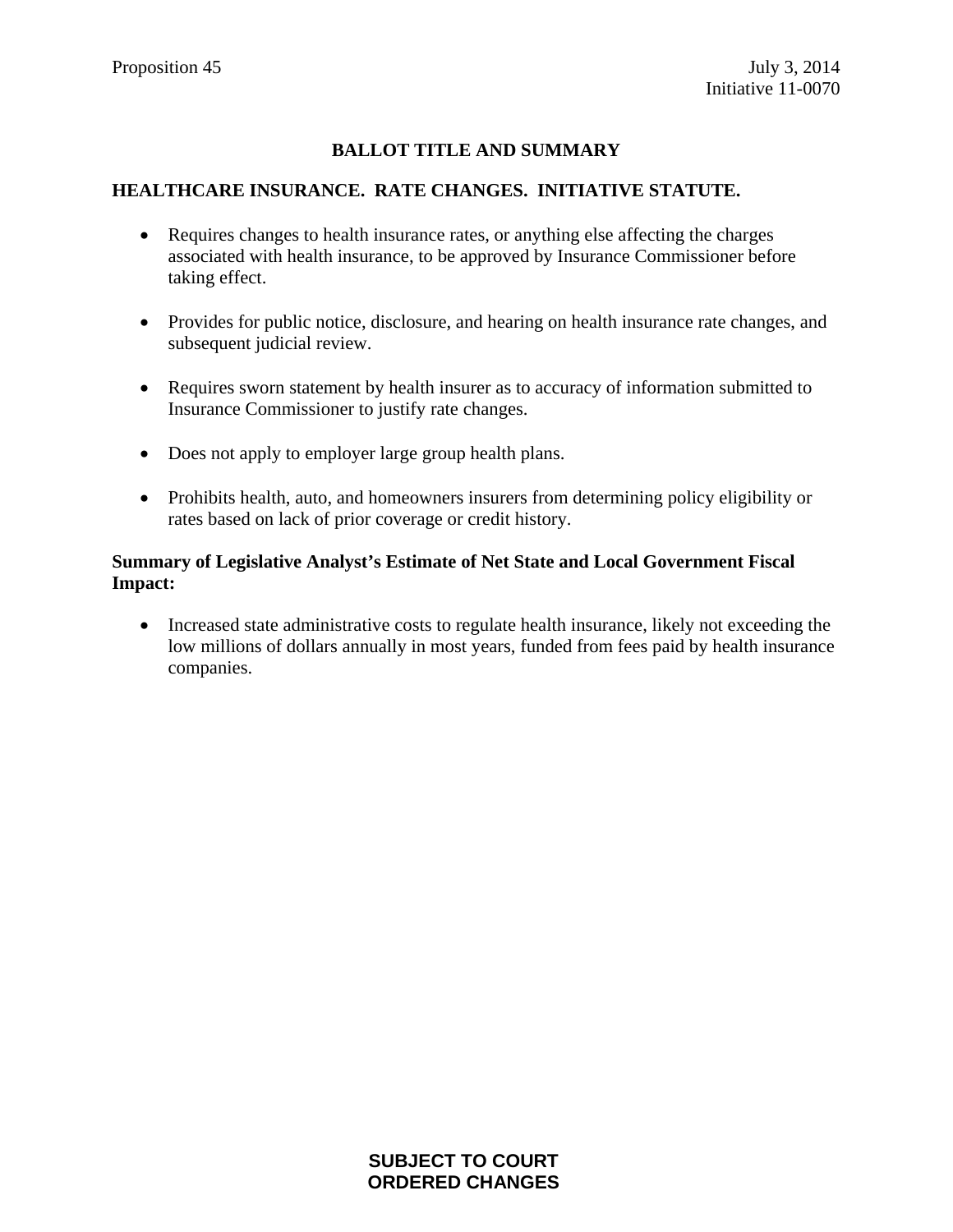Proposition 45

July 3, 2014
Initiative 11-0070

## BALLOT TITLE AND SUMMARY

### HEALTHCARE INSURANCE. RATE CHANGES. INITIATIVE STATUTE.

- Requires changes to health insurance rates, or anything else affecting the charges associated with health insurance, to be approved by Insurance Commissioner before taking effect.
- Provides for public notice, disclosure, and hearing on health insurance rate changes, and subsequent judicial review.
- Requires sworn statement by health insurer as to accuracy of information submitted to Insurance Commissioner to justify rate changes.
- Does not apply to employer large group health plans.
- Prohibits health, auto, and homeowners insurers from determining policy eligibility or rates based on lack of prior coverage or credit history.

**Summary of Legislative Analyst's Estimate of Net State and Local Government Fiscal Impact:**

- Increased state administrative costs to regulate health insurance, likely not exceeding the low millions of dollars annually in most years, funded from fees paid by health insurance companies.

**SUBJECT TO COURT ORDERED CHANGES**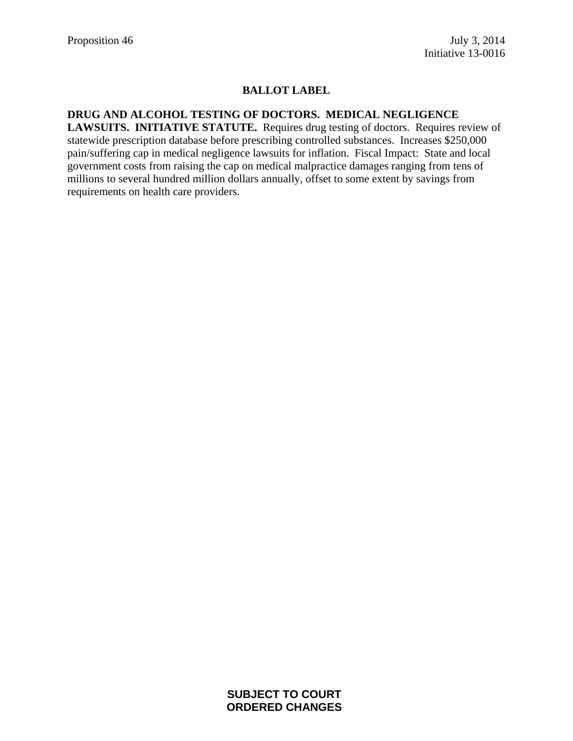Proposition 46

July 3, 2014
Initiative 13-0016

# BALLOT LABEL

**DRUG AND ALCOHOL TESTING OF DOCTORS. MEDICAL NEGLIGENCE LAWSUITS. INITIATIVE STATUTE.** Requires drug testing of doctors. Requires review of statewide prescription database before prescribing controlled substances. Increases $250,000 pain/suffering cap in medical negligence lawsuits for inflation. Fiscal Impact: State and local government costs from raising the cap on medical malpractice damages ranging from tens of millions to several hundred million dollars annually, offset to some extent by savings from requirements on health care providers.

**SUBJECT TO COURT ORDERED CHANGES**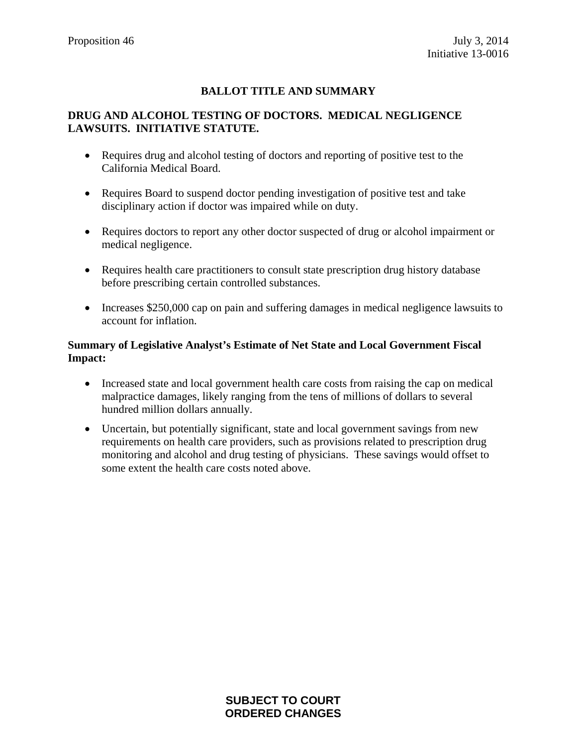Proposition 46

July 3, 2014
Initiative 13-0016

# BALLOT TITLE AND SUMMARY

## DRUG AND ALCOHOL TESTING OF DOCTORS. MEDICAL NEGLIGENCE LAWSUITS. INITIATIVE STATUTE.

- Requires drug and alcohol testing of doctors and reporting of positive test to the California Medical Board.
- Requires Board to suspend doctor pending investigation of positive test and take disciplinary action if doctor was impaired while on duty.
- Requires doctors to report any other doctor suspected of drug or alcohol impairment or medical negligence.
- Requires health care practitioners to consult state prescription drug history database before prescribing certain controlled substances.
- Increases $250,000 cap on pain and suffering damages in medical negligence lawsuits to account for inflation.

**Summary of Legislative Analyst's Estimate of Net State and Local Government Fiscal Impact:**

- Increased state and local government health care costs from raising the cap on medical malpractice damages, likely ranging from the tens of millions of dollars to several hundred million dollars annually.
- Uncertain, but potentially significant, state and local government savings from new requirements on health care providers, such as provisions related to prescription drug monitoring and alcohol and drug testing of physicians. These savings would offset to some extent the health care costs noted above.

**SUBJECT TO COURT ORDERED CHANGES**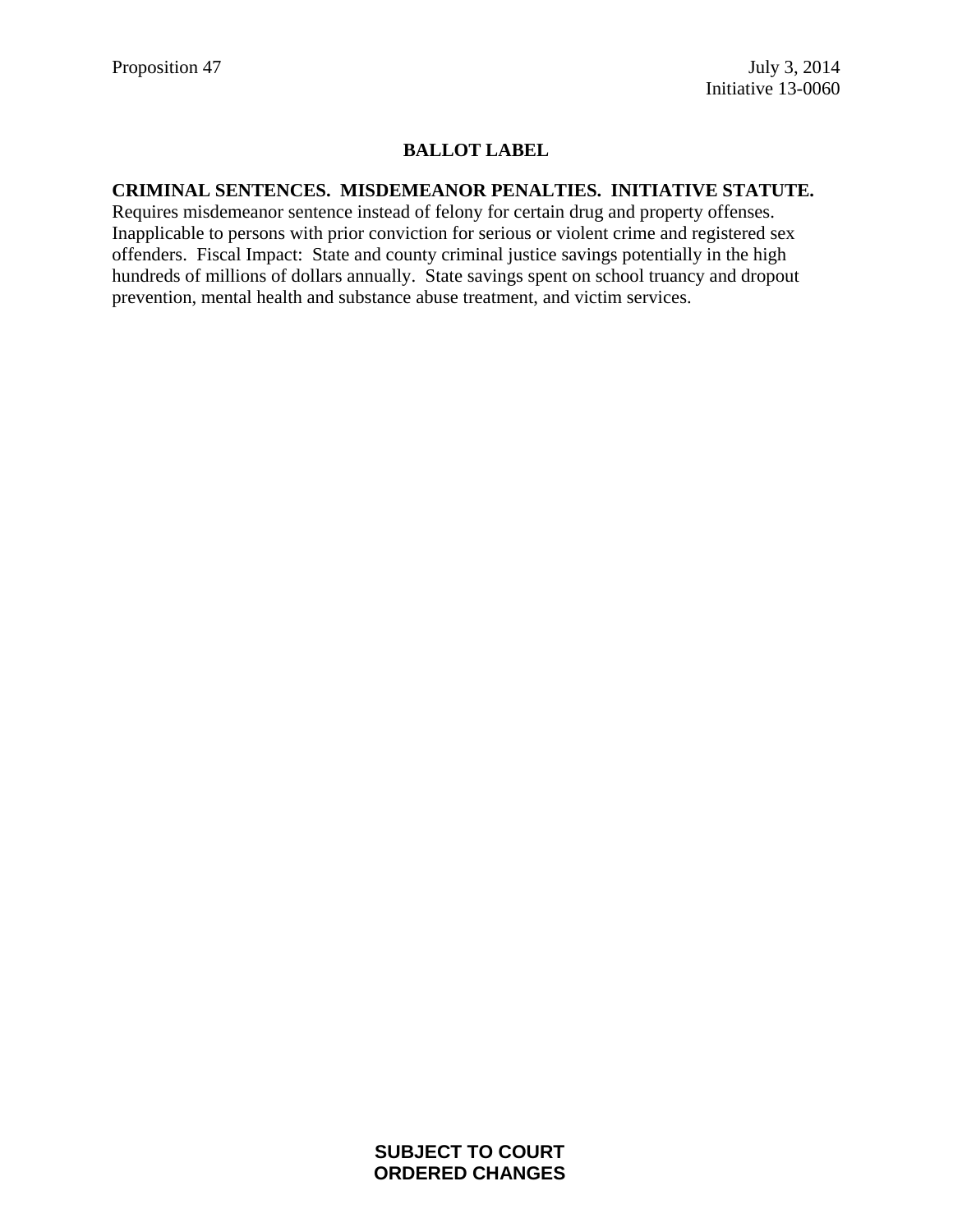Proposition 47 July 3, 2014
Initiative 13-0060

## BALLOT LABEL

**CRIMINAL SENTENCES. MISDEMEANOR PENALTIES. INITIATIVE STATUTE.** Requires misdemeanor sentence instead of felony for certain drug and property offenses. Inapplicable to persons with prior conviction for serious or violent crime and registered sex offenders. Fiscal Impact: State and county criminal justice savings potentially in the high hundreds of millions of dollars annually. State savings spent on school truancy and dropout prevention, mental health and substance abuse treatment, and victim services.

**SUBJECT TO COURT ORDERED CHANGES**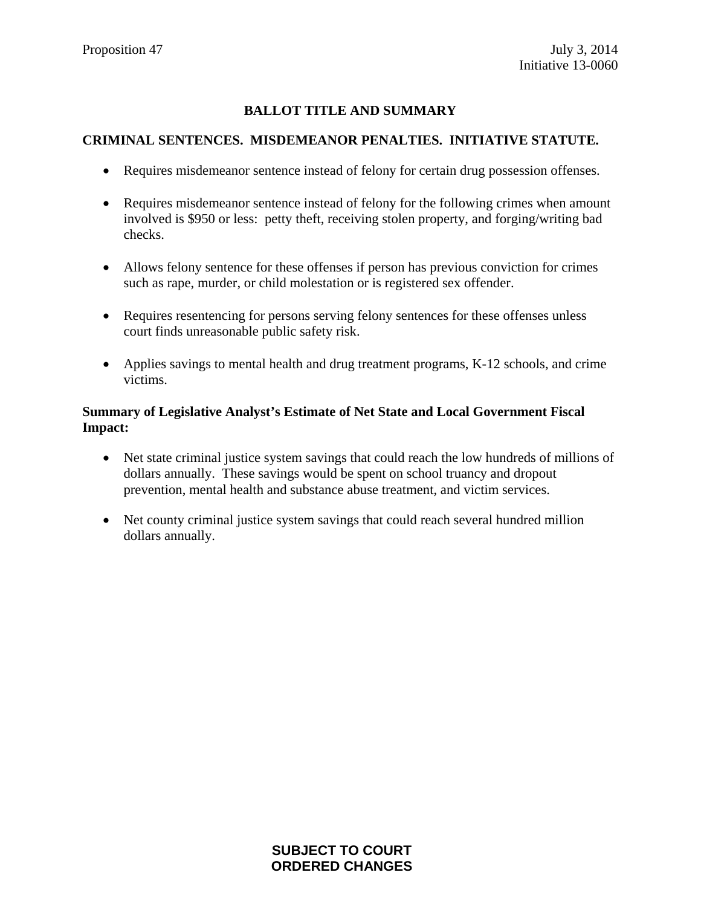Proposition 47

July 3, 2014
Initiative 13-0060

## BALLOT TITLE AND SUMMARY

### CRIMINAL SENTENCES. MISDEMEANOR PENALTIES. INITIATIVE STATUTE.

- Requires misdemeanor sentence instead of felony for certain drug possession offenses.
- Requires misdemeanor sentence instead of felony for the following crimes when amount involved is $950 or less: petty theft, receiving stolen property, and forging/writing bad checks.
- Allows felony sentence for these offenses if person has previous conviction for crimes such as rape, murder, or child molestation or is registered sex offender.
- Requires resentencing for persons serving felony sentences for these offenses unless court finds unreasonable public safety risk.
- Applies savings to mental health and drug treatment programs, K-12 schools, and crime victims.

**Summary of Legislative Analyst's Estimate of Net State and Local Government Fiscal Impact:**

- Net state criminal justice system savings that could reach the low hundreds of millions of dollars annually. These savings would be spent on school truancy and dropout prevention, mental health and substance abuse treatment, and victim services.
- Net county criminal justice system savings that could reach several hundred million dollars annually.

**SUBJECT TO COURT ORDERED CHANGES**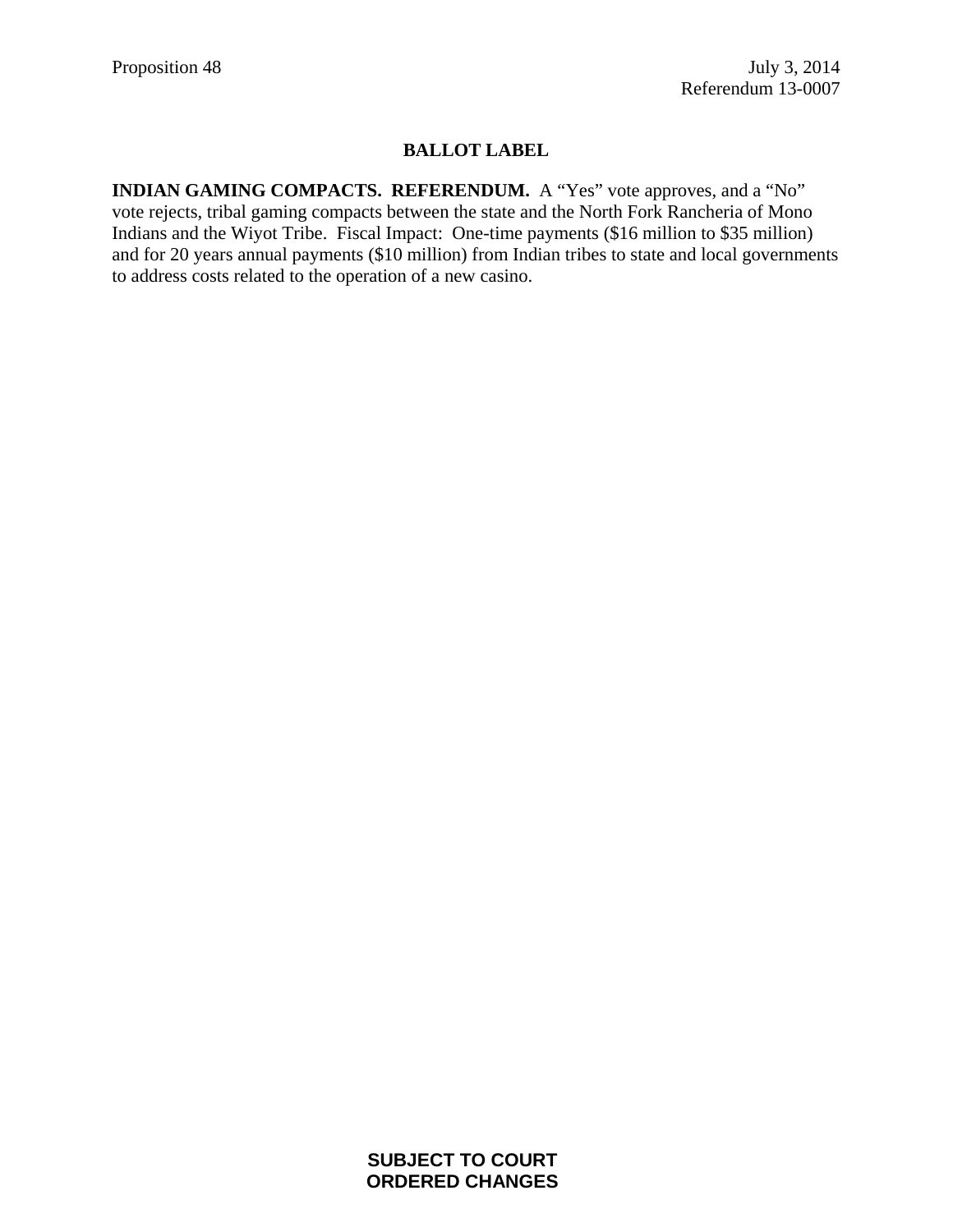Proposition 48

July 3, 2014
Referendum 13-0007

## BALLOT LABEL

**INDIAN GAMING COMPACTS. REFERENDUM.** A "Yes" vote approves, and a "No" vote rejects, tribal gaming compacts between the state and the North Fork Rancheria of Mono Indians and the Wiyot Tribe. Fiscal Impact: One-time payments ($16 million to $35 million) and for 20 years annual payments ($10 million) from Indian tribes to state and local governments to address costs related to the operation of a new casino.

**SUBJECT TO COURT ORDERED CHANGES**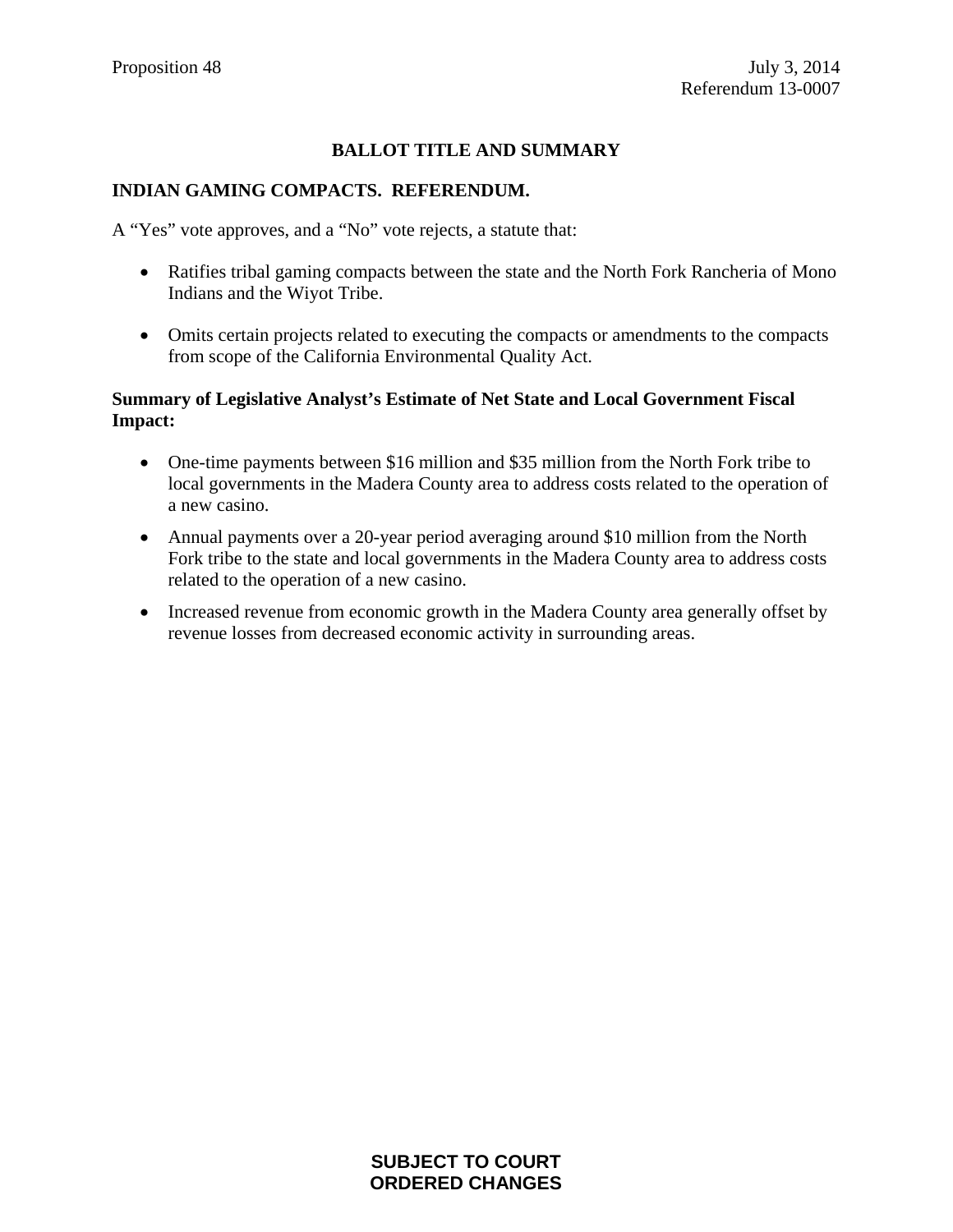Proposition 48

July 3, 2014
Referendum 13-0007

## BALLOT TITLE AND SUMMARY

### INDIAN GAMING COMPACTS. REFERENDUM.

A "Yes" vote approves, and a "No" vote rejects, a statute that:

- Ratifies tribal gaming compacts between the state and the North Fork Rancheria of Mono Indians and the Wiyot Tribe.
- Omits certain projects related to executing the compacts or amendments to the compacts from scope of the California Environmental Quality Act.

**Summary of Legislative Analyst's Estimate of Net State and Local Government Fiscal Impact:**

- One-time payments between $16 million and $35 million from the North Fork tribe to local governments in the Madera County area to address costs related to the operation of a new casino.
- Annual payments over a 20-year period averaging around $10 million from the North Fork tribe to the state and local governments in the Madera County area to address costs related to the operation of a new casino.
- Increased revenue from economic growth in the Madera County area generally offset by revenue losses from decreased economic activity in surrounding areas.

**SUBJECT TO COURT ORDERED CHANGES**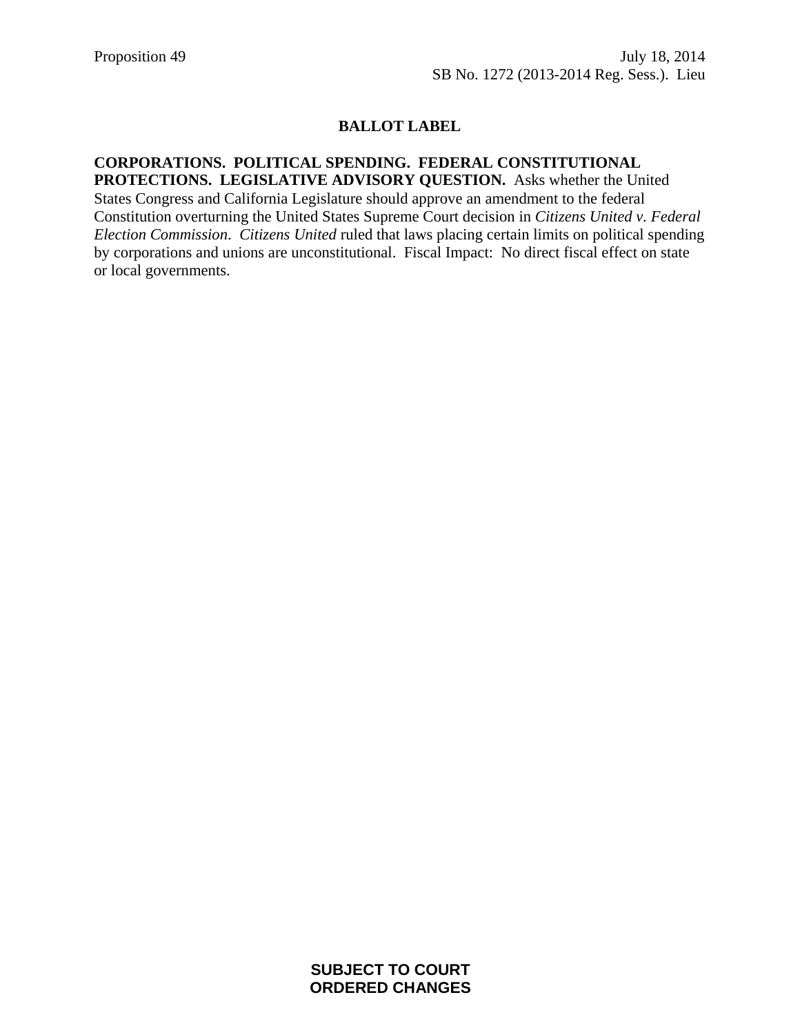Proposition 49 July 18, 2014
SB No. 1272 (2013-2014 Reg. Sess.). Lieu

# BALLOT LABEL

**CORPORATIONS. POLITICAL SPENDING. FEDERAL CONSTITUTIONAL PROTECTIONS. LEGISLATIVE ADVISORY QUESTION.** Asks whether the United States Congress and California Legislature should approve an amendment to the federal Constitution overturning the United States Supreme Court decision in *Citizens United v. Federal Election Commission*. *Citizens United* ruled that laws placing certain limits on political spending by corporations and unions are unconstitutional. Fiscal Impact: No direct fiscal effect on state or local governments.

**SUBJECT TO COURT ORDERED CHANGES**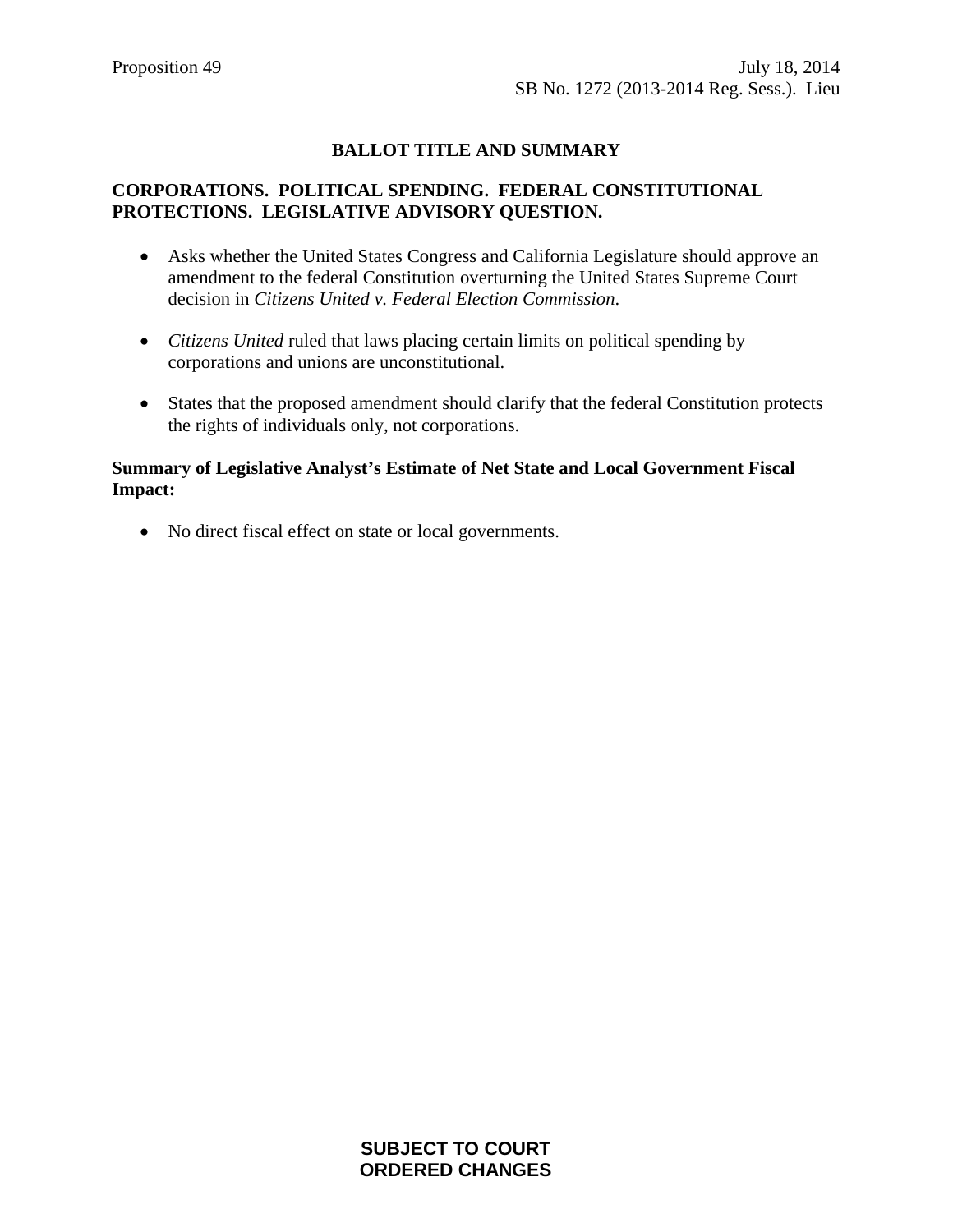Proposition 49

July 18, 2014
SB No. 1272 (2013-2014 Reg. Sess.). Lieu

## BALLOT TITLE AND SUMMARY

### CORPORATIONS. POLITICAL SPENDING. FEDERAL CONSTITUTIONAL PROTECTIONS. LEGISLATIVE ADVISORY QUESTION.

- Asks whether the United States Congress and California Legislature should approve an amendment to the federal Constitution overturning the United States Supreme Court decision in *Citizens United v. Federal Election Commission*.
- *Citizens United* ruled that laws placing certain limits on political spending by corporations and unions are unconstitutional.
- States that the proposed amendment should clarify that the federal Constitution protects the rights of individuals only, not corporations.

**Summary of Legislative Analyst's Estimate of Net State and Local Government Fiscal Impact:**

- No direct fiscal effect on state or local governments.

**SUBJECT TO COURT ORDERED CHANGES**